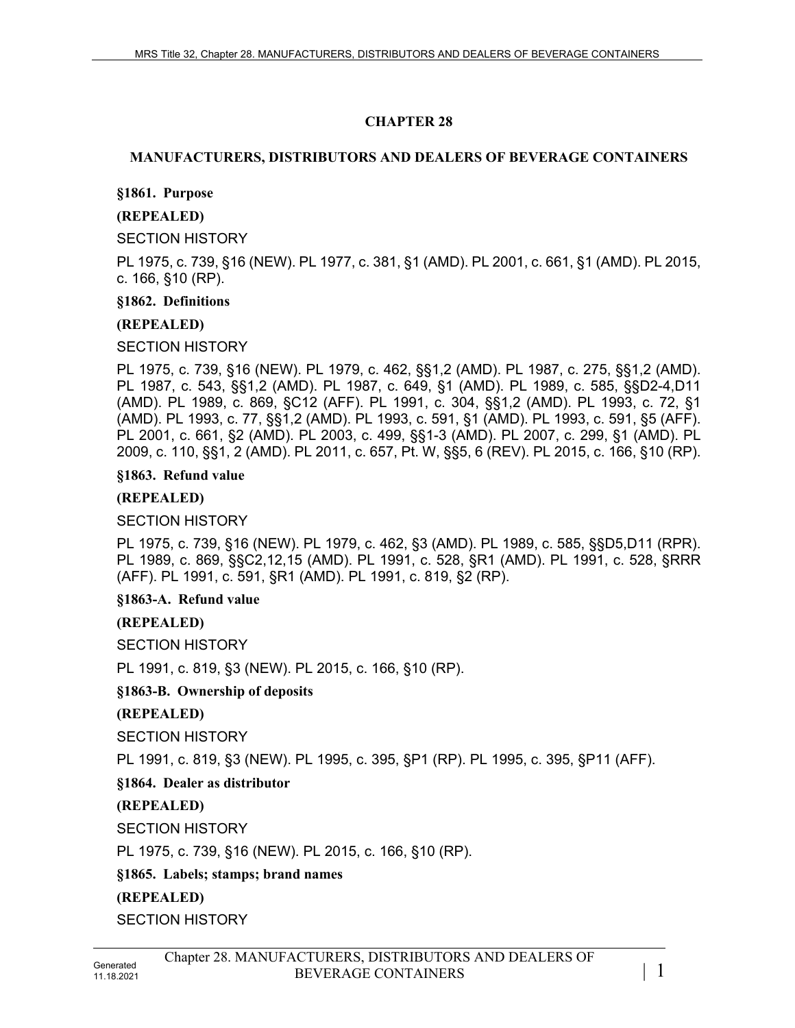# CHAPTER 28

## MANUFACTURERS, DISTRIBUTORS AND DEALERS OF BEVERAGE CONTAINERS

**§1861. Purpose**

**(REPEALED)**

SECTION HISTORY

PL 1975, c. 739, §16 (NEW). PL 1977, c. 381, §1 (AMD). PL 2001, c. 661, §1 (AMD). PL 2015, c. 166, §10 (RP).

**§1862. Definitions**

**(REPEALED)**

SECTION HISTORY

PL 1975, c. 739, §16 (NEW). PL 1979, c. 462, §§1,2 (AMD). PL 1987, c. 275, §§1,2 (AMD). PL 1987, c. 543, §§1,2 (AMD). PL 1987, c. 649, §1 (AMD). PL 1989, c. 585, §§D2-4,D11 (AMD). PL 1989, c. 869, §C12 (AFF). PL 1991, c. 304, §§1,2 (AMD). PL 1993, c. 72, §1 (AMD). PL 1993, c. 77, §§1,2 (AMD). PL 1993, c. 591, §1 (AMD). PL 1993, c. 591, §5 (AFF). PL 2001, c. 661, §2 (AMD). PL 2003, c. 499, §§1-3 (AMD). PL 2007, c. 299, §1 (AMD). PL 2009, c. 110, §§1, 2 (AMD). PL 2011, c. 657, Pt. W, §§5, 6 (REV). PL 2015, c. 166, §10 (RP).

**§1863. Refund value**

**(REPEALED)**

SECTION HISTORY

PL 1975, c. 739, §16 (NEW). PL 1979, c. 462, §3 (AMD). PL 1989, c. 585, §§D5,D11 (RPR). PL 1989, c. 869, §§C2,12,15 (AMD). PL 1991, c. 528, §R1 (AMD). PL 1991, c. 528, §RRR (AFF). PL 1991, c. 591, §R1 (AMD). PL 1991, c. 819, §2 (RP).

**§1863-A. Refund value**

**(REPEALED)**

SECTION HISTORY

PL 1991, c. 819, §3 (NEW). PL 2015, c. 166, §10 (RP).

**§1863-B. Ownership of deposits**

**(REPEALED)**

SECTION HISTORY

PL 1991, c. 819, §3 (NEW). PL 1995, c. 395, §P1 (RP). PL 1995, c. 395, §P11 (AFF).

**§1864. Dealer as distributor**

**(REPEALED)**

SECTION HISTORY

PL 1975, c. 739, §16 (NEW). PL 2015, c. 166, §10 (RP).

**§1865. Labels; stamps; brand names**

**(REPEALED)**

SECTION HISTORY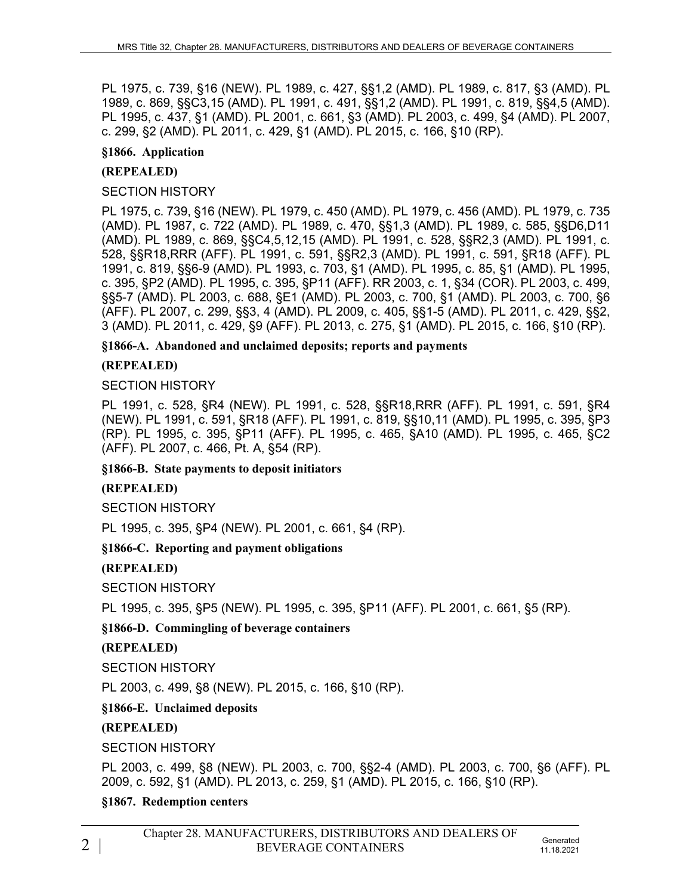PL 1975, c. 739, §16 (NEW). PL 1989, c. 427, §§1,2 (AMD). PL 1989, c. 817, §3 (AMD). PL 1989, c. 869, §§C3,15 (AMD). PL 1991, c. 491, §§1,2 (AMD). PL 1991, c. 819, §§4,5 (AMD). PL 1995, c. 437, §1 (AMD). PL 2001, c. 661, §3 (AMD). PL 2003, c. 499, §4 (AMD). PL 2007, c. 299, §2 (AMD). PL 2011, c. 429, §1 (AMD). PL 2015, c. 166, §10 (RP).

**§1866. Application**

**(REPEALED)**

SECTION HISTORY

PL 1975, c. 739, §16 (NEW). PL 1979, c. 450 (AMD). PL 1979, c. 456 (AMD). PL 1979, c. 735 (AMD). PL 1987, c. 722 (AMD). PL 1989, c. 470, §§1,3 (AMD). PL 1989, c. 585, §§D6,D11 (AMD). PL 1989, c. 869, §§C4,5,12,15 (AMD). PL 1991, c. 528, §§R2,3 (AMD). PL 1991, c. 528, §§R18,RRR (AFF). PL 1991, c. 591, §§R2,3 (AMD). PL 1991, c. 591, §R18 (AFF). PL 1991, c. 819, §§6-9 (AMD). PL 1993, c. 703, §1 (AMD). PL 1995, c. 85, §1 (AMD). PL 1995, c. 395, §P2 (AMD). PL 1995, c. 395, §P11 (AFF). RR 2003, c. 1, §34 (COR). PL 2003, c. 499, §§5-7 (AMD). PL 2003, c. 688, §E1 (AMD). PL 2003, c. 700, §1 (AMD). PL 2003, c. 700, §6 (AFF). PL 2007, c. 299, §§3, 4 (AMD). PL 2009, c. 405, §§1-5 (AMD). PL 2011, c. 429, §§2, 3 (AMD). PL 2011, c. 429, §9 (AFF). PL 2013, c. 275, §1 (AMD). PL 2015, c. 166, §10 (RP).

**§1866-A. Abandoned and unclaimed deposits; reports and payments**

**(REPEALED)**

SECTION HISTORY

PL 1991, c. 528, §R4 (NEW). PL 1991, c. 528, §§R18,RRR (AFF). PL 1991, c. 591, §R4 (NEW). PL 1991, c. 591, §R18 (AFF). PL 1991, c. 819, §§10,11 (AMD). PL 1995, c. 395, §P3 (RP). PL 1995, c. 395, §P11 (AFF). PL 1995, c. 465, §A10 (AMD). PL 1995, c. 465, §C2 (AFF). PL 2007, c. 466, Pt. A, §54 (RP).

**§1866-B. State payments to deposit initiators**

**(REPEALED)**

SECTION HISTORY

PL 1995, c. 395, §P4 (NEW). PL 2001, c. 661, §4 (RP).

**§1866-C. Reporting and payment obligations**

**(REPEALED)**

SECTION HISTORY

PL 1995, c. 395, §P5 (NEW). PL 1995, c. 395, §P11 (AFF). PL 2001, c. 661, §5 (RP).

**§1866-D. Commingling of beverage containers**

**(REPEALED)**

SECTION HISTORY

PL 2003, c. 499, §8 (NEW). PL 2015, c. 166, §10 (RP).

**§1866-E. Unclaimed deposits**

**(REPEALED)**

SECTION HISTORY

PL 2003, c. 499, §8 (NEW). PL 2003, c. 700, §§2-4 (AMD). PL 2003, c. 700, §6 (AFF). PL 2009, c. 592, §1 (AMD). PL 2013, c. 259, §1 (AMD). PL 2015, c. 166, §10 (RP).

**§1867. Redemption centers**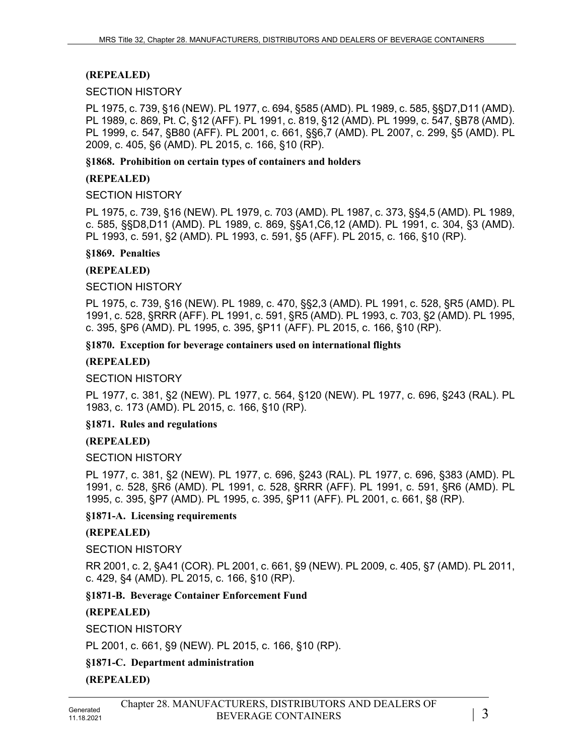**(REPEALED)**

SECTION HISTORY

PL 1975, c. 739, §16 (NEW). PL 1977, c. 694, §585 (AMD). PL 1989, c. 585, §§D7,D11 (AMD). PL 1989, c. 869, Pt. C, §12 (AFF). PL 1991, c. 819, §12 (AMD). PL 1999, c. 547, §B78 (AMD). PL 1999, c. 547, §B80 (AFF). PL 2001, c. 661, §§6,7 (AMD). PL 2007, c. 299, §5 (AMD). PL 2009, c. 405, §6 (AMD). PL 2015, c. 166, §10 (RP).

**§1868. Prohibition on certain types of containers and holders**

**(REPEALED)**

SECTION HISTORY

PL 1975, c. 739, §16 (NEW). PL 1979, c. 703 (AMD). PL 1987, c. 373, §§4,5 (AMD). PL 1989, c. 585, §§D8,D11 (AMD). PL 1989, c. 869, §§A1,C6,12 (AMD). PL 1991, c. 304, §3 (AMD). PL 1993, c. 591, §2 (AMD). PL 1993, c. 591, §5 (AFF). PL 2015, c. 166, §10 (RP).

**§1869. Penalties**

**(REPEALED)**

SECTION HISTORY

PL 1975, c. 739, §16 (NEW). PL 1989, c. 470, §§2,3 (AMD). PL 1991, c. 528, §R5 (AMD). PL 1991, c. 528, §RRR (AFF). PL 1991, c. 591, §R5 (AMD). PL 1993, c. 703, §2 (AMD). PL 1995, c. 395, §P6 (AMD). PL 1995, c. 395, §P11 (AFF). PL 2015, c. 166, §10 (RP).

**§1870. Exception for beverage containers used on international flights**

**(REPEALED)**

SECTION HISTORY

PL 1977, c. 381, §2 (NEW). PL 1977, c. 564, §120 (NEW). PL 1977, c. 696, §243 (RAL). PL 1983, c. 173 (AMD). PL 2015, c. 166, §10 (RP).

**§1871. Rules and regulations**

**(REPEALED)**

SECTION HISTORY

PL 1977, c. 381, §2 (NEW). PL 1977, c. 696, §243 (RAL). PL 1977, c. 696, §383 (AMD). PL 1991, c. 528, §R6 (AMD). PL 1991, c. 528, §RRR (AFF). PL 1991, c. 591, §R6 (AMD). PL 1995, c. 395, §P7 (AMD). PL 1995, c. 395, §P11 (AFF). PL 2001, c. 661, §8 (RP).

**§1871-A. Licensing requirements**

**(REPEALED)**

SECTION HISTORY

RR 2001, c. 2, §A41 (COR). PL 2001, c. 661, §9 (NEW). PL 2009, c. 405, §7 (AMD). PL 2011, c. 429, §4 (AMD). PL 2015, c. 166, §10 (RP).

**§1871-B. Beverage Container Enforcement Fund**

**(REPEALED)**

SECTION HISTORY

PL 2001, c. 661, §9 (NEW). PL 2015, c. 166, §10 (RP).

**§1871-C. Department administration**

**(REPEALED)**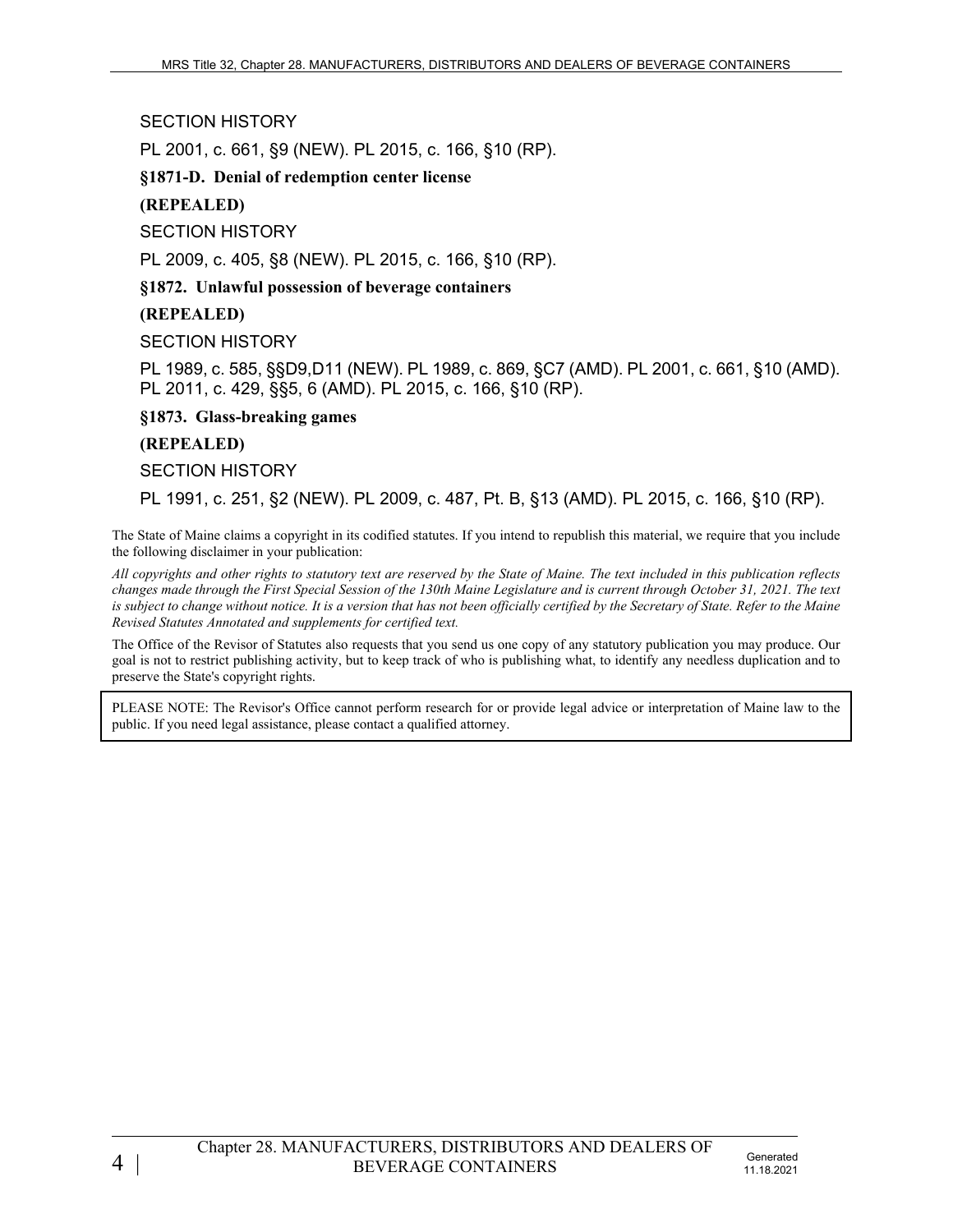SECTION HISTORY

PL 2001, c. 661, §9 (NEW). PL 2015, c. 166, §10 (RP).

**§1871-D. Denial of redemption center license**

**(REPEALED)**

SECTION HISTORY

PL 2009, c. 405, §8 (NEW). PL 2015, c. 166, §10 (RP).

**§1872. Unlawful possession of beverage containers**

**(REPEALED)**

SECTION HISTORY

PL 1989, c. 585, §§D9,D11 (NEW). PL 1989, c. 869, §C7 (AMD). PL 2001, c. 661, §10 (AMD). PL 2011, c. 429, §§5, 6 (AMD). PL 2015, c. 166, §10 (RP).

**§1873. Glass-breaking games**

**(REPEALED)**

SECTION HISTORY

PL 1991, c. 251, §2 (NEW). PL 2009, c. 487, Pt. B, §13 (AMD). PL 2015, c. 166, §10 (RP).

The State of Maine claims a copyright in its codified statutes. If you intend to republish this material, we require that you include the following disclaimer in your publication:

*All copyrights and other rights to statutory text are reserved by the State of Maine. The text included in this publication reflects changes made through the First Special Session of the 130th Maine Legislature and is current through October 31, 2021. The text is subject to change without notice. It is a version that has not been officially certified by the Secretary of State. Refer to the Maine Revised Statutes Annotated and supplements for certified text.*

The Office of the Revisor of Statutes also requests that you send us one copy of any statutory publication you may produce. Our goal is not to restrict publishing activity, but to keep track of who is publishing what, to identify any needless duplication and to preserve the State's copyright rights.

PLEASE NOTE: The Revisor's Office cannot perform research for or provide legal advice or interpretation of Maine law to the public. If you need legal assistance, please contact a qualified attorney.